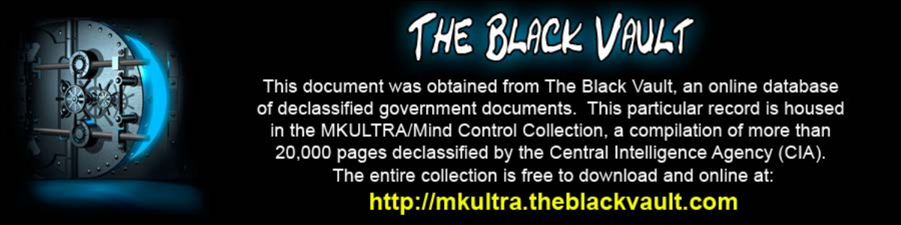# THE BLACK VAULT

This document was obtained from The Black Vault, an online database of declassified government documents. This particular record is housed in the MKULTRA/Mind Control Collection, a compilation of more than 20,000 pages declassified by the Central Intelligence Agency (CIA). The entire collection is free to download and online at:

**http://mkultra.theblackvault.com**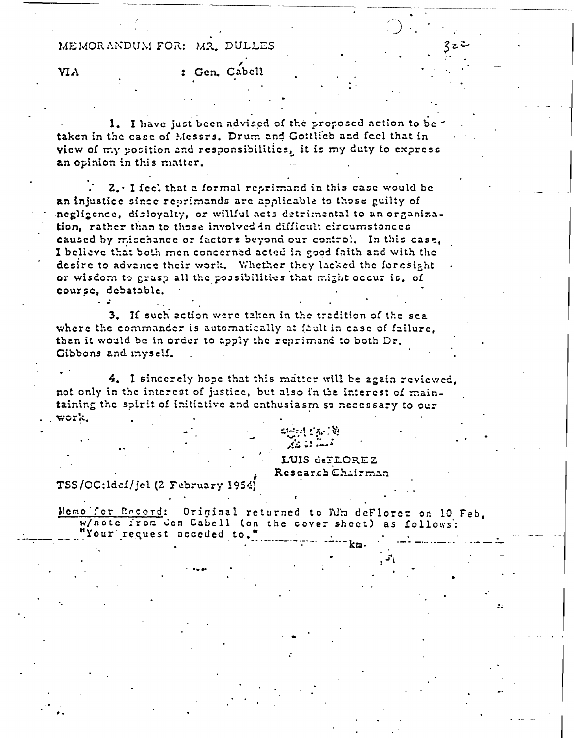MEMORANDUM FOR: MR. DULLES

VIA : Gen. Cabell

1. I have just been advised of the proposed action to be taken in the case of Messrs. Drum and Gottlieb and feel that in view of my position and responsibilities, it is my duty to express an opinion in this matter.

2. I feel that a formal reprimand in this case would be an injustice since reprimands are applicable to those guilty of negligence, disloyalty, or willful acts detrimental to an organization, rather than to those involved in difficult circumstances caused by mischance or factors beyond our control. In this case, I believe that both men concerned acted in good faith and with the desire to advance their work. Whether they lacked the foresight or wisdom to grasp all the possibilities that might occur is, of course, debatable.

3. If such action were taken in the tradition of the sea where the commander is automatically at fault in case of failure, then it would be in order to apply the reprimand to both Dr. Gibbons and myself.

4. I sincerely hope that this matter will be again reviewed, not only in the interest of justice, but also in the interest of maintaining the spirit of initiative and enthusiasm so necessary to our work.

LUIS deFLOREZ
Research Chairman

TSS/OC:ldef/jel (2 February 1954)

Memo for Record: Original returned to Adm deFlorez on 10 Feb, w/note from Gen Cabell (on the cover sheet) as follows: "Your request acceded to."

km.